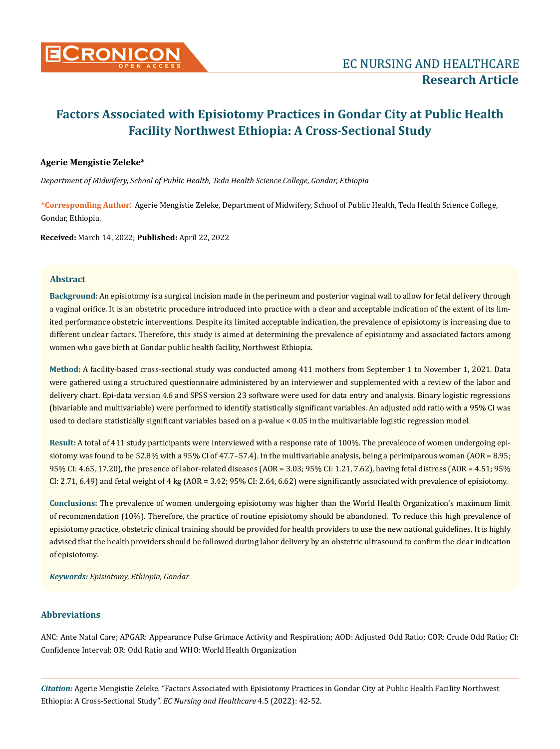# Factors Associated with Episiotomy Practices in Gondar City at Public Health Facility Northwest Ethiopia: A Cross-Sectional Study

**Agerie Mengistie Zeleke***

*Department of Midwifery, School of Public Health, Teda Health Science College, Gondar, Ethiopia*

***Corresponding Author**: Agerie Mengistie Zeleke, Department of Midwifery, School of Public Health, Teda Health Science College, Gondar, Ethiopia.

**Received:** March 14, 2022; **Published:** April 22, 2022

## Abstract

**Background:** An episiotomy is a surgical incision made in the perineum and posterior vaginal wall to allow for fetal delivery through a vaginal orifice. It is an obstetric procedure introduced into practice with a clear and acceptable indication of the extent of its limited performance obstetric interventions. Despite its limited acceptable indication, the prevalence of episiotomy is increasing due to different unclear factors. Therefore, this study is aimed at determining the prevalence of episiotomy and associated factors among women who gave birth at Gondar public health facility, Northwest Ethiopia.

**Method:** A facility-based cross-sectional study was conducted among 411 mothers from September 1 to November 1, 2021. Data were gathered using a structured questionnaire administered by an interviewer and supplemented with a review of the labor and delivery chart. Epi-data version 4.6 and SPSS version 23 software were used for data entry and analysis. Binary logistic regressions (bivariable and multivariable) were performed to identify statistically significant variables. An adjusted odd ratio with a 95% CI was used to declare statistically significant variables based on a p-value < 0.05 in the multivariable logistic regression model.

**Result:** A total of 411 study participants were interviewed with a response rate of 100%. The prevalence of women undergoing episiotomy was found to be 52.8% with a 95% CI of 47.7–57.4). In the multivariable analysis, being a perimiparous woman (AOR = 8.95; 95% CI: 4.65, 17.20), the presence of labor-related diseases (AOR = 3.03; 95% CI: 1.21, 7.62), having fetal distress (AOR = 4.51; 95% CI: 2.71, 6.49) and fetal weight of 4 kg (AOR = 3.42; 95% CI: 2.64, 6.62) were significantly associated with prevalence of episiotomy.

**Conclusions:** The prevalence of women undergoing episiotomy was higher than the World Health Organization's maximum limit of recommendation (10%). Therefore, the practice of routine episiotomy should be abandoned. To reduce this high prevalence of episiotomy practice, obstetric clinical training should be provided for health providers to use the new national guidelines. It is highly advised that the health providers should be followed during labor delivery by an obstetric ultrasound to confirm the clear indication of episiotomy.

***Keywords:*** *Episiotomy, Ethiopia, Gondar*

## Abbreviations

ANC: Ante Natal Care; APGAR: Appearance Pulse Grimace Activity and Respiration; AOD: Adjusted Odd Ratio; COR: Crude Odd Ratio; CI: Confidence Interval; OR: Odd Ratio and WHO: World Health Organization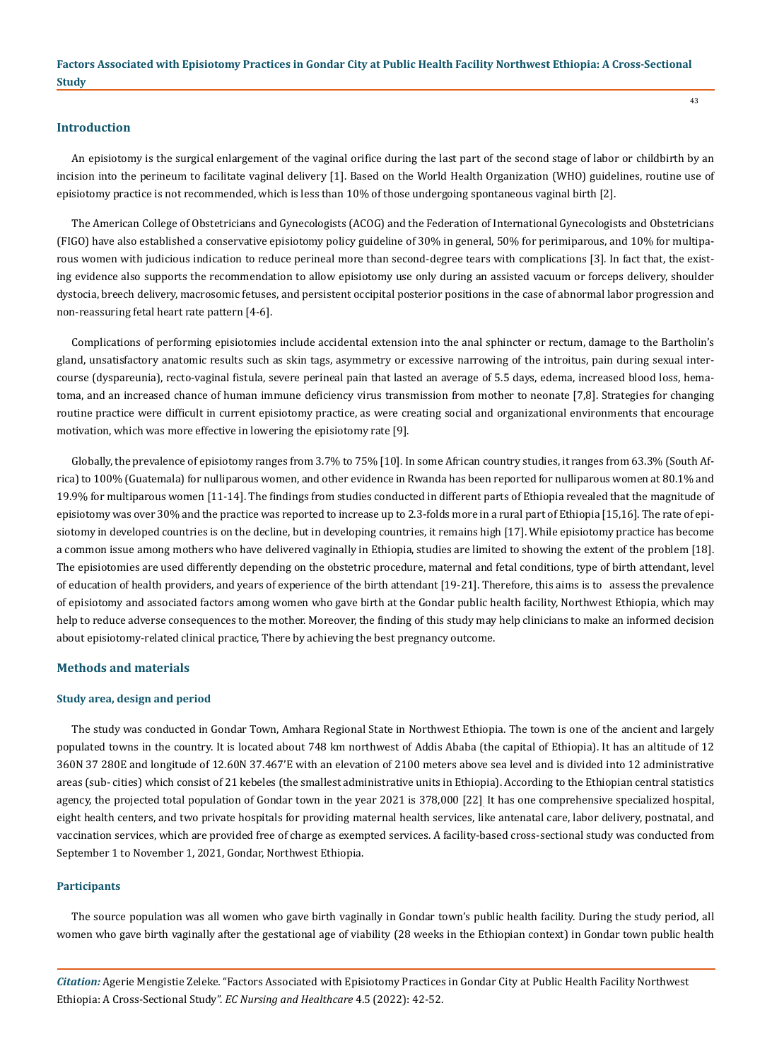## Introduction

An episiotomy is the surgical enlargement of the vaginal orifice during the last part of the second stage of labor or childbirth by an incision into the perineum to facilitate vaginal delivery [1]. Based on the World Health Organization (WHO) guidelines, routine use of episiotomy practice is not recommended, which is less than 10% of those undergoing spontaneous vaginal birth [2].

The American College of Obstetricians and Gynecologists (ACOG) and the Federation of International Gynecologists and Obstetricians (FIGO) have also established a conservative episiotomy policy guideline of 30% in general, 50% for perimiparous, and 10% for multiparous women with judicious indication to reduce perineal more than second-degree tears with complications [3]. In fact that, the existing evidence also supports the recommendation to allow episiotomy use only during an assisted vacuum or forceps delivery, shoulder dystocia, breech delivery, macrosomic fetuses, and persistent occipital posterior positions in the case of abnormal labor progression and non-reassuring fetal heart rate pattern [4-6].

Complications of performing episiotomies include accidental extension into the anal sphincter or rectum, damage to the Bartholin's gland, unsatisfactory anatomic results such as skin tags, asymmetry or excessive narrowing of the introitus, pain during sexual intercourse (dyspareunia), recto-vaginal fistula, severe perineal pain that lasted an average of 5.5 days, edema, increased blood loss, hematoma, and an increased chance of human immune deficiency virus transmission from mother to neonate [7,8]. Strategies for changing routine practice were difficult in current episiotomy practice, as were creating social and organizational environments that encourage motivation, which was more effective in lowering the episiotomy rate [9].

Globally, the prevalence of episiotomy ranges from 3.7% to 75% [10]. In some African country studies, it ranges from 63.3% (South Africa) to 100% (Guatemala) for nulliparous women, and other evidence in Rwanda has been reported for nulliparous women at 80.1% and 19.9% for multiparous women [11-14]. The findings from studies conducted in different parts of Ethiopia revealed that the magnitude of episiotomy was over 30% and the practice was reported to increase up to 2.3-folds more in a rural part of Ethiopia [15,16]. The rate of episiotomy in developed countries is on the decline, but in developing countries, it remains high [17]. While episiotomy practice has become a common issue among mothers who have delivered vaginally in Ethiopia, studies are limited to showing the extent of the problem [18]. The episiotomies are used differently depending on the obstetric procedure, maternal and fetal conditions, type of birth attendant, level of education of health providers, and years of experience of the birth attendant [19-21]. Therefore, this aims is to assess the prevalence of episiotomy and associated factors among women who gave birth at the Gondar public health facility, Northwest Ethiopia, which may help to reduce adverse consequences to the mother. Moreover, the finding of this study may help clinicians to make an informed decision about episiotomy-related clinical practice, There by achieving the best pregnancy outcome.

## Methods and materials

### Study area, design and period

The study was conducted in Gondar Town, Amhara Regional State in Northwest Ethiopia. The town is one of the ancient and largely populated towns in the country. It is located about 748 km northwest of Addis Ababa (the capital of Ethiopia). It has an altitude of 12 360N 37 280E and longitude of 12.60N 37.467'E with an elevation of 2100 meters above sea level and is divided into 12 administrative areas (sub- cities) which consist of 21 kebeles (the smallest administrative units in Ethiopia). According to the Ethiopian central statistics agency, the projected total population of Gondar town in the year 2021 is 378,000 [22] It has one comprehensive specialized hospital, eight health centers, and two private hospitals for providing maternal health services, like antenatal care, labor delivery, postnatal, and vaccination services, which are provided free of charge as exempted services. A facility-based cross-sectional study was conducted from September 1 to November 1, 2021, Gondar, Northwest Ethiopia.

### Participants

The source population was all women who gave birth vaginally in Gondar town's public health facility. During the study period, all women who gave birth vaginally after the gestational age of viability (28 weeks in the Ethiopian context) in Gondar town public health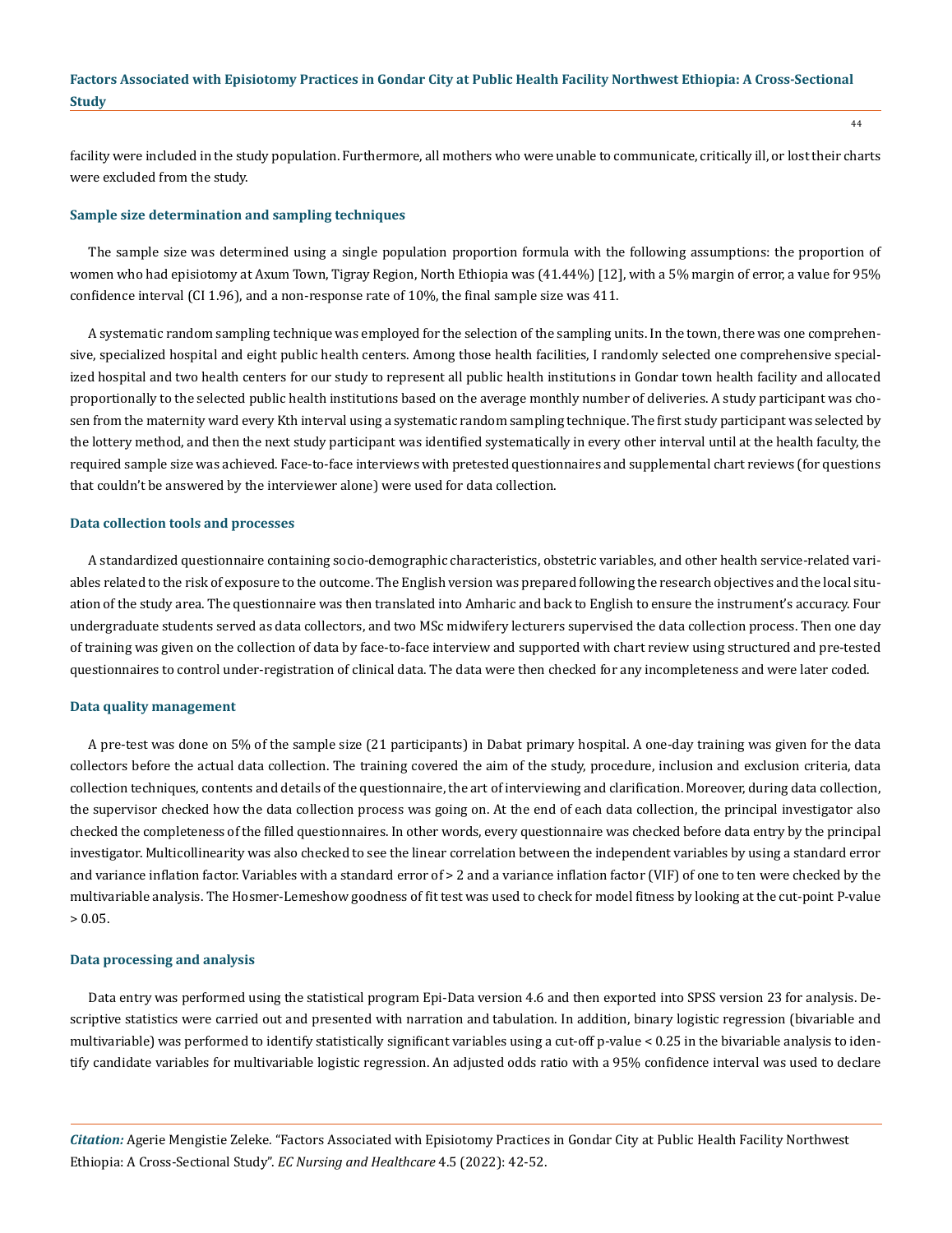facility were included in the study population. Furthermore, all mothers who were unable to communicate, critically ill, or lost their charts were excluded from the study.

### Sample size determination and sampling techniques

The sample size was determined using a single population proportion formula with the following assumptions: the proportion of women who had episiotomy at Axum Town, Tigray Region, North Ethiopia was (41.44%) [12], with a 5% margin of error, a value for 95% confidence interval (CI 1.96), and a non-response rate of 10%, the final sample size was 411.

A systematic random sampling technique was employed for the selection of the sampling units. In the town, there was one comprehensive, specialized hospital and eight public health centers. Among those health facilities, I randomly selected one comprehensive specialized hospital and two health centers for our study to represent all public health institutions in Gondar town health facility and allocated proportionally to the selected public health institutions based on the average monthly number of deliveries. A study participant was chosen from the maternity ward every Kth interval using a systematic random sampling technique. The first study participant was selected by the lottery method, and then the next study participant was identified systematically in every other interval until at the health faculty, the required sample size was achieved. Face-to-face interviews with pretested questionnaires and supplemental chart reviews (for questions that couldn't be answered by the interviewer alone) were used for data collection.

### Data collection tools and processes

A standardized questionnaire containing socio-demographic characteristics, obstetric variables, and other health service-related variables related to the risk of exposure to the outcome. The English version was prepared following the research objectives and the local situation of the study area. The questionnaire was then translated into Amharic and back to English to ensure the instrument's accuracy. Four undergraduate students served as data collectors, and two MSc midwifery lecturers supervised the data collection process. Then one day of training was given on the collection of data by face-to-face interview and supported with chart review using structured and pre-tested questionnaires to control under-registration of clinical data. The data were then checked for any incompleteness and were later coded.

### Data quality management

A pre-test was done on 5% of the sample size (21 participants) in Dabat primary hospital. A one-day training was given for the data collectors before the actual data collection. The training covered the aim of the study, procedure, inclusion and exclusion criteria, data collection techniques, contents and details of the questionnaire, the art of interviewing and clarification. Moreover, during data collection, the supervisor checked how the data collection process was going on. At the end of each data collection, the principal investigator also checked the completeness of the filled questionnaires. In other words, every questionnaire was checked before data entry by the principal investigator. Multicollinearity was also checked to see the linear correlation between the independent variables by using a standard error and variance inflation factor. Variables with a standard error of > 2 and a variance inflation factor (VIF) of one to ten were checked by the multivariable analysis. The Hosmer-Lemeshow goodness of fit test was used to check for model fitness by looking at the cut-point P-value > 0.05.

### Data processing and analysis

Data entry was performed using the statistical program Epi-Data version 4.6 and then exported into SPSS version 23 for analysis. Descriptive statistics were carried out and presented with narration and tabulation. In addition, binary logistic regression (bivariable and multivariable) was performed to identify statistically significant variables using a cut-off p-value < 0.25 in the bivariable analysis to identify candidate variables for multivariable logistic regression. An adjusted odds ratio with a 95% confidence interval was used to declare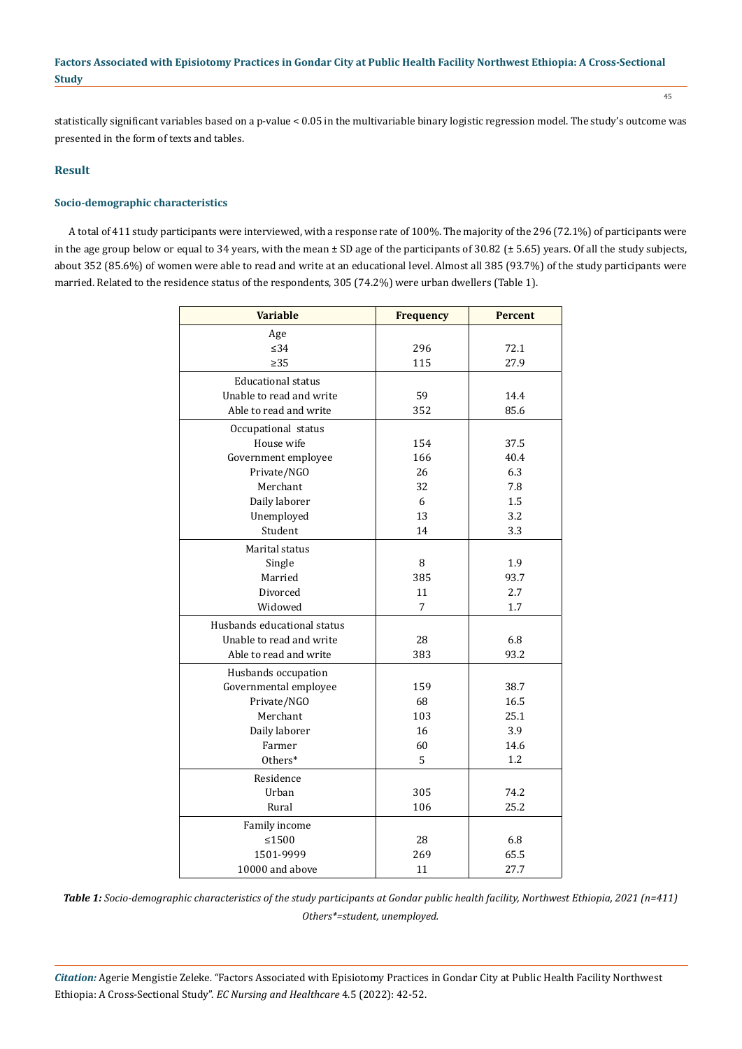statistically significant variables based on a p-value < 0.05 in the multivariable binary logistic regression model. The study's outcome was presented in the form of texts and tables.

## Result

### Socio-demographic characteristics

A total of 411 study participants were interviewed, with a response rate of 100%. The majority of the 296 (72.1%) of participants were in the age group below or equal to 34 years, with the mean ± SD age of the participants of 30.82 (± 5.65) years. Of all the study subjects, about 352 (85.6%) of women were able to read and write at an educational level. Almost all 385 (93.7%) of the study participants were married. Related to the residence status of the respondents, 305 (74.2%) were urban dwellers (Table 1).

| Variable | Frequency | Percent |
|---|---|---|
| Age | | |
| ≤34 | 296 | 72.1 |
| ≥35 | 115 | 27.9 |
| Educational status | | |
| Unable to read and write | 59 | 14.4 |
| Able to read and write | 352 | 85.6 |
| Occupational status | | |
| House wife | 154 | 37.5 |
| Government employee | 166 | 40.4 |
| Private/NGO | 26 | 6.3 |
| Merchant | 32 | 7.8 |
| Daily laborer | 6 | 1.5 |
| Unemployed | 13 | 3.2 |
| Student | 14 | 3.3 |
| Marital status | | |
| Single | 8 | 1.9 |
| Married | 385 | 93.7 |
| Divorced | 11 | 2.7 |
| Widowed | 7 | 1.7 |
| Husbands educational status | | |
| Unable to read and write | 28 | 6.8 |
| Able to read and write | 383 | 93.2 |
| Husbands occupation | | |
| Governmental employee | 159 | 38.7 |
| Private/NGO | 68 | 16.5 |
| Merchant | 103 | 25.1 |
| Daily laborer | 16 | 3.9 |
| Farmer | 60 | 14.6 |
| Others* | 5 | 1.2 |
| Residence | | |
| Urban | 305 | 74.2 |
| Rural | 106 | 25.2 |
| Family income | | |
| ≤1500 | 28 | 6.8 |
| 1501-9999 | 269 | 65.5 |
| 10000 and above | 11 | 27.7 |

***Table 1:*** *Socio-demographic characteristics of the study participants at Gondar public health facility, Northwest Ethiopia, 2021 (n=411)*
*Others*=student, unemployed.*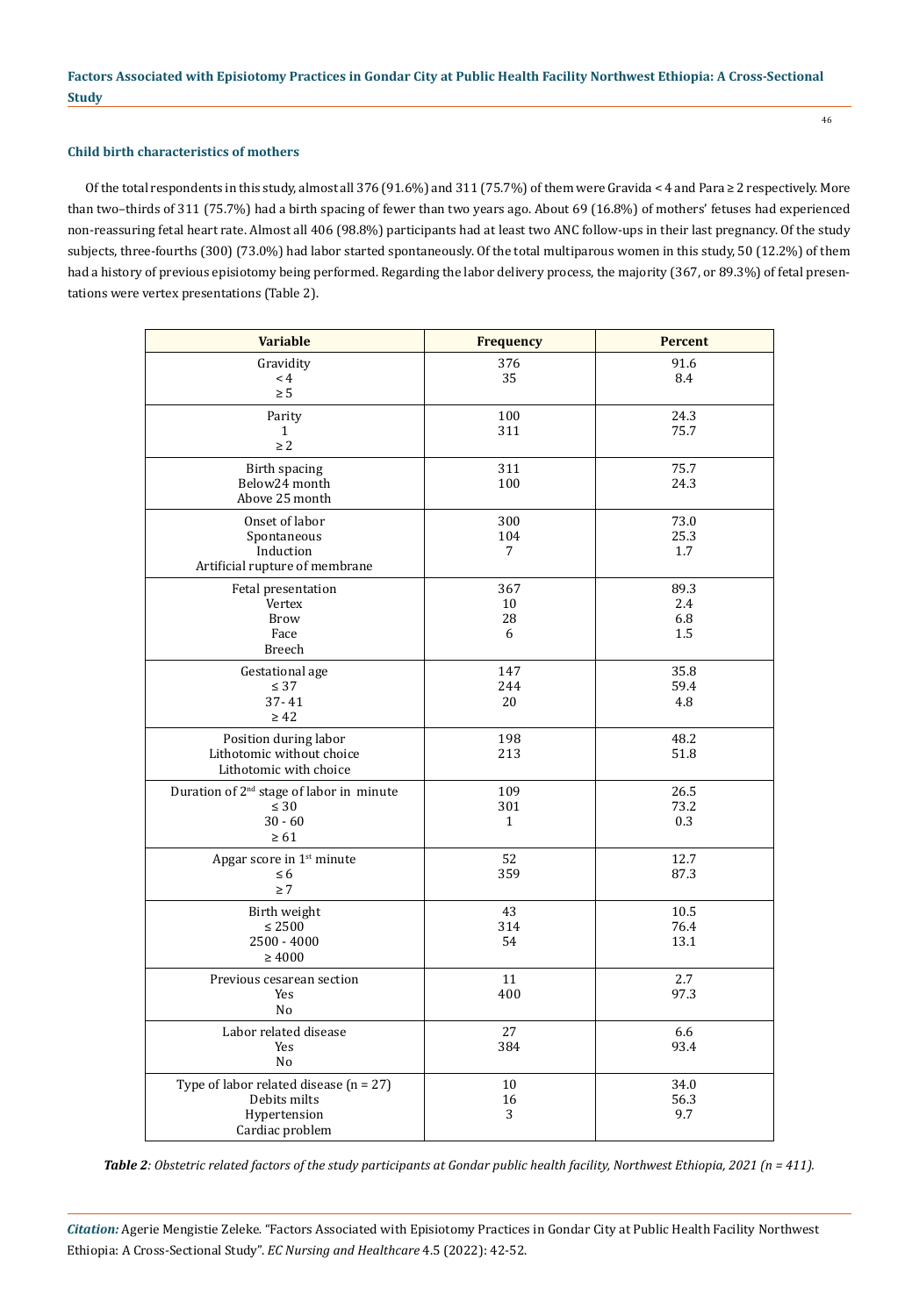### Child birth characteristics of mothers

Of the total respondents in this study, almost all 376 (91.6%) and 311 (75.7%) of them were Gravida < 4 and Para ≥ 2 respectively. More than two–thirds of 311 (75.7%) had a birth spacing of fewer than two years ago. About 69 (16.8%) of mothers' fetuses had experienced non-reassuring fetal heart rate. Almost all 406 (98.8%) participants had at least two ANC follow-ups in their last pregnancy. Of the study subjects, three-fourths (300) (73.0%) had labor started spontaneously. Of the total multiparous women in this study, 50 (12.2%) of them had a history of previous episiotomy being performed. Regarding the labor delivery process, the majority (367, or 89.3%) of fetal presentations were vertex presentations (Table 2).

| Variable | Frequency | Percent |
|---|---|---|
| Gravidity | | |
| < 4 | 376 | 91.6 |
| ≥ 5 | 35 | 8.4 |
| Parity | | |
| 1 | 100 | 24.3 |
| ≥ 2 | 311 | 75.7 |
| Birth spacing | | |
| Below24 month | 311 | 75.7 |
| Above 25 month | 100 | 24.3 |
| Onset of labor | | |
| Spontaneous | 300 | 73.0 |
| Induction | 104 | 25.3 |
| Artificial rupture of membrane | 7 | 1.7 |
| Fetal presentation | | |
| Vertex | 367 | 89.3 |
| Brow | 10 | 2.4 |
| Face | 28 | 6.8 |
| Breech | 6 | 1.5 |
| Gestational age | | |
| ≤ 37 | 147 | 35.8 |
| 37- 41 | 244 | 59.4 |
| ≥ 42 | 20 | 4.8 |
| Position during labor | | |
| Lithotomic without choice | 198 | 48.2 |
| Lithotomic with choice | 213 | 51.8 |
| Duration of 2nd stage of labor in minute | | |
| ≤ 30 | 109 | 26.5 |
| 30 - 60 | 301 | 73.2 |
| ≥ 61 | 1 | 0.3 |
| Apgar score in 1st minute | | |
| ≤ 6 | 52 | 12.7 |
| ≥ 7 | 359 | 87.3 |
| Birth weight | | |
| ≤ 2500 | 43 | 10.5 |
| 2500 - 4000 | 314 | 76.4 |
| ≥ 4000 | 54 | 13.1 |
| Previous cesarean section | | |
| Yes | 11 | 2.7 |
| No | 400 | 97.3 |
| Labor related disease | | |
| Yes | 27 | 6.6 |
| No | 384 | 93.4 |
| Type of labor related disease (n = 27) | | |
| Debits milts | 10 | 34.0 |
| Hypertension | 16 | 56.3 |
| Cardiac problem | 3 | 9.7 |

***Table 2**: Obstetric related factors of the study participants at Gondar public health facility, Northwest Ethiopia, 2021 (n = 411).*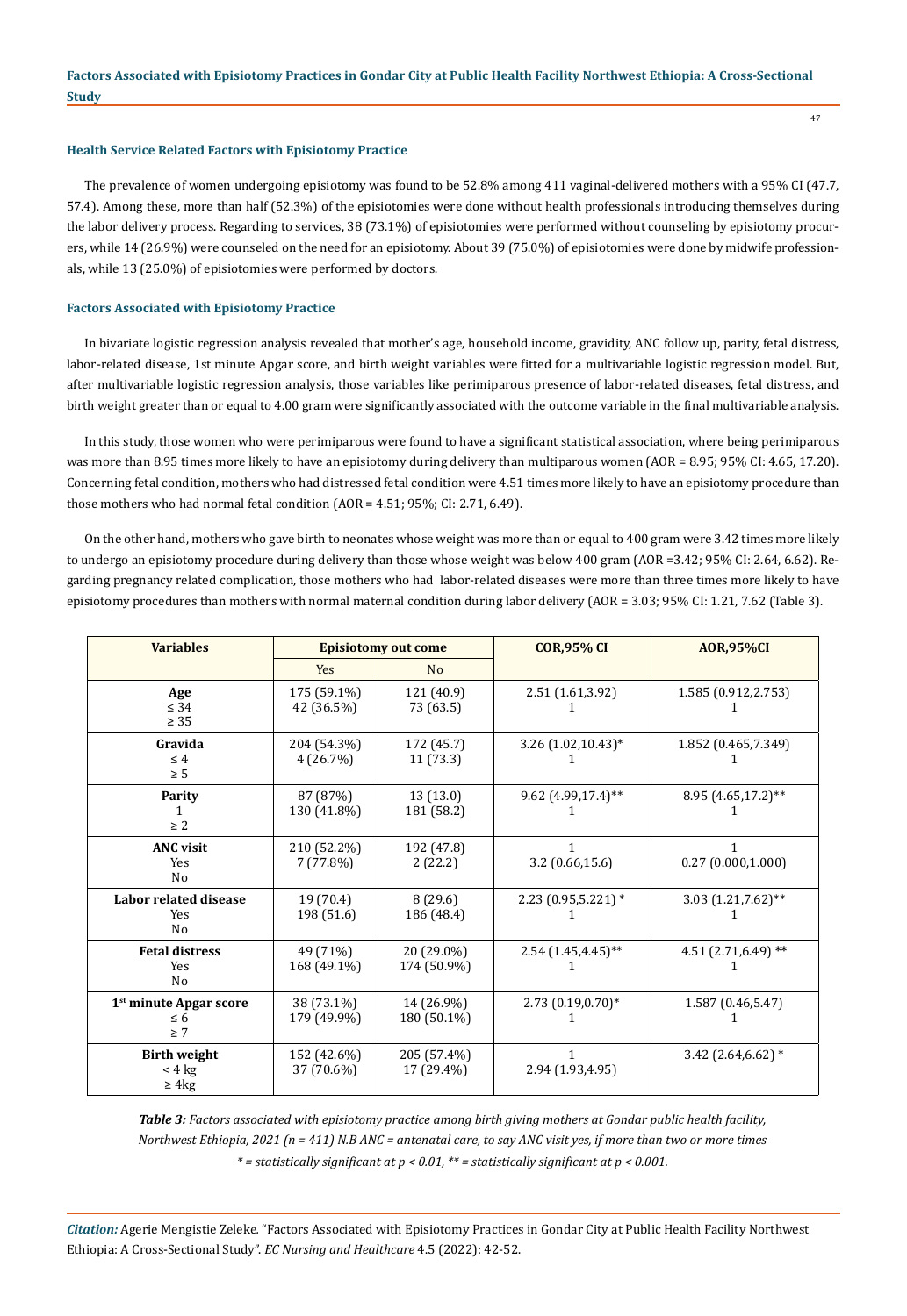### Health Service Related Factors with Episiotomy Practice

The prevalence of women undergoing episiotomy was found to be 52.8% among 411 vaginal-delivered mothers with a 95% CI (47.7, 57.4). Among these, more than half (52.3%) of the episiotomies were done without health professionals introducing themselves during the labor delivery process. Regarding to services, 38 (73.1%) of episiotomies were performed without counseling by episiotomy procurers, while 14 (26.9%) were counseled on the need for an episiotomy. About 39 (75.0%) of episiotomies were done by midwife professionals, while 13 (25.0%) of episiotomies were performed by doctors.

### Factors Associated with Episiotomy Practice

In bivariate logistic regression analysis revealed that mother's age, household income, gravidity, ANC follow up, parity, fetal distress, labor-related disease, 1st minute Apgar score, and birth weight variables were fitted for a multivariable logistic regression model. But, after multivariable logistic regression analysis, those variables like perimiparous presence of labor-related diseases, fetal distress, and birth weight greater than or equal to 4.00 gram were significantly associated with the outcome variable in the final multivariable analysis.

In this study, those women who were perimiparous were found to have a significant statistical association, where being perimiparous was more than 8.95 times more likely to have an episiotomy during delivery than multiparous women (AOR = 8.95; 95% CI: 4.65, 17.20). Concerning fetal condition, mothers who had distressed fetal condition were 4.51 times more likely to have an episiotomy procedure than those mothers who had normal fetal condition (AOR = 4.51; 95%; CI: 2.71, 6.49).

On the other hand, mothers who gave birth to neonates whose weight was more than or equal to 400 gram were 3.42 times more likely to undergo an episiotomy procedure during delivery than those whose weight was below 400 gram (AOR =3.42; 95% CI: 2.64, 6.62). Regarding pregnancy related complication, those mothers who had labor-related diseases were more than three times more likely to have episiotomy procedures than mothers with normal maternal condition during labor delivery (AOR = 3.03; 95% CI: 1.21, 7.62 (Table 3).

| Variables | Episiotomy out come | | COR,95% CI | AOR,95%CI |
|---|---|---|---|---|
| | Yes | No | | |
| **Age** | | | | |
| ≤ 34 | 175 (59.1%) | 121 (40.9) | 2.51 (1.61,3.92) | 1.585 (0.912,2.753) |
| ≥ 35 | 42 (36.5%) | 73 (63.5) | 1 | 1 |
| **Gravida** | | | | |
| ≤ 4 | 204 (54.3%) | 172 (45.7) | 3.26 (1.02,10.43)* | 1.852 (0.465,7.349) |
| ≥ 5 | 4 (26.7%) | 11 (73.3) | 1 | 1 |
| **Parity** | | | | |
| 1 | 87 (87%) | 13 (13.0) | 9.62 (4.99,17.4)** | 8.95 (4.65,17.2)** |
| ≥ 2 | 130 (41.8%) | 181 (58.2) | 1 | 1 |
| **ANC visit** | | | | |
| Yes | 210 (52.2%) | 192 (47.8) | 1 | 1 |
| No | 7 (77.8%) | 2 (22.2) | 3.2 (0.66,15.6) | 0.27 (0.000,1.000) |
| **Labor related disease** | | | | |
| Yes | 19 (70.4) | 8 (29.6) | 2.23 (0.95,5.221) * | 3.03 (1.21,7.62)** |
| No | 198 (51.6) | 186 (48.4) | 1 | 1 |
| **Fetal distress** | | | | |
| Yes | 49 (71%) | 20 (29.0%) | 2.54 (1.45,4.45)** | 4.51 (2.71,6.49) ** |
| No | 168 (49.1%) | 174 (50.9%) | 1 | 1 |
| **1st minute Apgar score** | | | | |
| ≤ 6 | 38 (73.1%) | 14 (26.9%) | 2.73 (0.19,0.70)* | 1.587 (0.46,5.47) |
| ≥ 7 | 179 (49.9%) | 180 (50.1%) | 1 | 1 |
| **Birth weight** | | | | |
| < 4 kg | 152 (42.6%) | 205 (57.4%) | 1 | 3.42 (2.64,6.62) * |
| ≥ 4kg | 37 (70.6%) | 17 (29.4%) | 2.94 (1.93,4.95) | 1 |

*Table 3: Factors associated with episiotomy practice among birth giving mothers at Gondar public health facility, Northwest Ethiopia, 2021 (n = 411) N.B ANC = antenatal care, to say ANC visit yes, if more than two or more times*
*\* = statistically significant at $p < 0.01$, \*\* = statistically significant at $p < 0.001$.*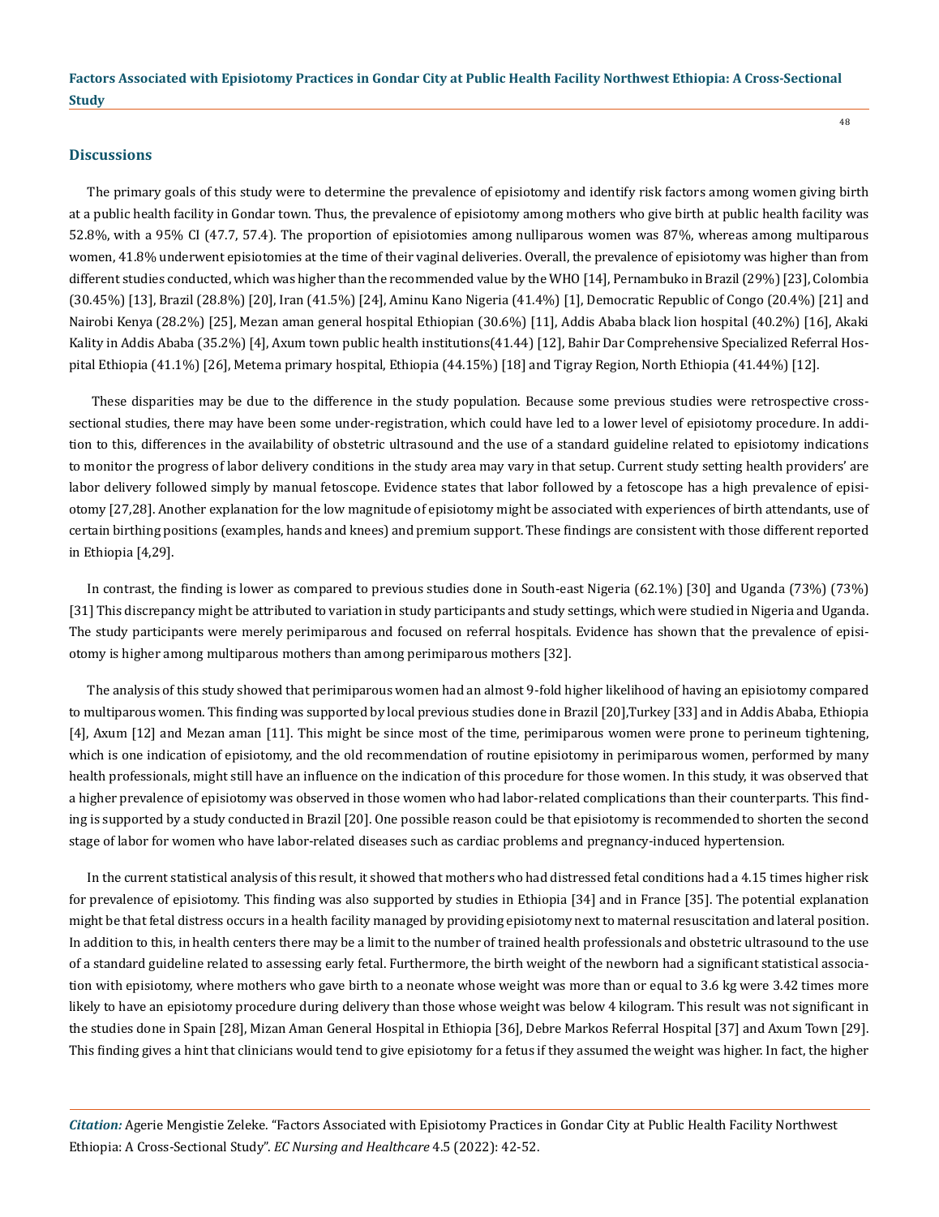## Discussions

The primary goals of this study were to determine the prevalence of episiotomy and identify risk factors among women giving birth at a public health facility in Gondar town. Thus, the prevalence of episiotomy among mothers who give birth at public health facility was 52.8%, with a 95% CI (47.7, 57.4). The proportion of episiotomies among nulliparous women was 87%, whereas among multiparous women, 41.8% underwent episiotomies at the time of their vaginal deliveries. Overall, the prevalence of episiotomy was higher than from different studies conducted, which was higher than the recommended value by the WHO [14], Pernambuko in Brazil (29%) [23], Colombia (30.45%) [13], Brazil (28.8%) [20], Iran (41.5%) [24], Aminu Kano Nigeria (41.4%) [1], Democratic Republic of Congo (20.4%) [21] and Nairobi Kenya (28.2%) [25], Mezan aman general hospital Ethiopian (30.6%) [11], Addis Ababa black lion hospital (40.2%) [16], Akaki Kality in Addis Ababa (35.2%) [4], Axum town public health institutions(41.44) [12], Bahir Dar Comprehensive Specialized Referral Hospital Ethiopia (41.1%) [26], Metema primary hospital, Ethiopia (44.15%) [18] and Tigray Region, North Ethiopia (41.44%) [12].

These disparities may be due to the difference in the study population. Because some previous studies were retrospective cross-sectional studies, there may have been some under-registration, which could have led to a lower level of episiotomy procedure. In addition to this, differences in the availability of obstetric ultrasound and the use of a standard guideline related to episiotomy indications to monitor the progress of labor delivery conditions in the study area may vary in that setup. Current study setting health providers' are labor delivery followed simply by manual fetoscope. Evidence states that labor followed by a fetoscope has a high prevalence of episiotomy [27,28]. Another explanation for the low magnitude of episiotomy might be associated with experiences of birth attendants, use of certain birthing positions (examples, hands and knees) and premium support. These findings are consistent with those different reported in Ethiopia [4,29].

In contrast, the finding is lower as compared to previous studies done in South-east Nigeria (62.1%) [30] and Uganda (73%) (73%) [31] This discrepancy might be attributed to variation in study participants and study settings, which were studied in Nigeria and Uganda. The study participants were merely perimiparous and focused on referral hospitals. Evidence has shown that the prevalence of episiotomy is higher among multiparous mothers than among perimiparous mothers [32].

The analysis of this study showed that perimiparous women had an almost 9-fold higher likelihood of having an episiotomy compared to multiparous women. This finding was supported by local previous studies done in Brazil [20],Turkey [33] and in Addis Ababa, Ethiopia [4], Axum [12] and Mezan aman [11]. This might be since most of the time, perimiparous women were prone to perineum tightening, which is one indication of episiotomy, and the old recommendation of routine episiotomy in perimiparous women, performed by many health professionals, might still have an influence on the indication of this procedure for those women. In this study, it was observed that a higher prevalence of episiotomy was observed in those women who had labor-related complications than their counterparts. This finding is supported by a study conducted in Brazil [20]. One possible reason could be that episiotomy is recommended to shorten the second stage of labor for women who have labor-related diseases such as cardiac problems and pregnancy-induced hypertension.

In the current statistical analysis of this result, it showed that mothers who had distressed fetal conditions had a 4.15 times higher risk for prevalence of episiotomy. This finding was also supported by studies in Ethiopia [34] and in France [35]. The potential explanation might be that fetal distress occurs in a health facility managed by providing episiotomy next to maternal resuscitation and lateral position. In addition to this, in health centers there may be a limit to the number of trained health professionals and obstetric ultrasound to the use of a standard guideline related to assessing early fetal. Furthermore, the birth weight of the newborn had a significant statistical association with episiotomy, where mothers who gave birth to a neonate whose weight was more than or equal to 3.6 kg were 3.42 times more likely to have an episiotomy procedure during delivery than those whose weight was below 4 kilogram. This result was not significant in the studies done in Spain [28], Mizan Aman General Hospital in Ethiopia [36], Debre Markos Referral Hospital [37] and Axum Town [29]. This finding gives a hint that clinicians would tend to give episiotomy for a fetus if they assumed the weight was higher. In fact, the higher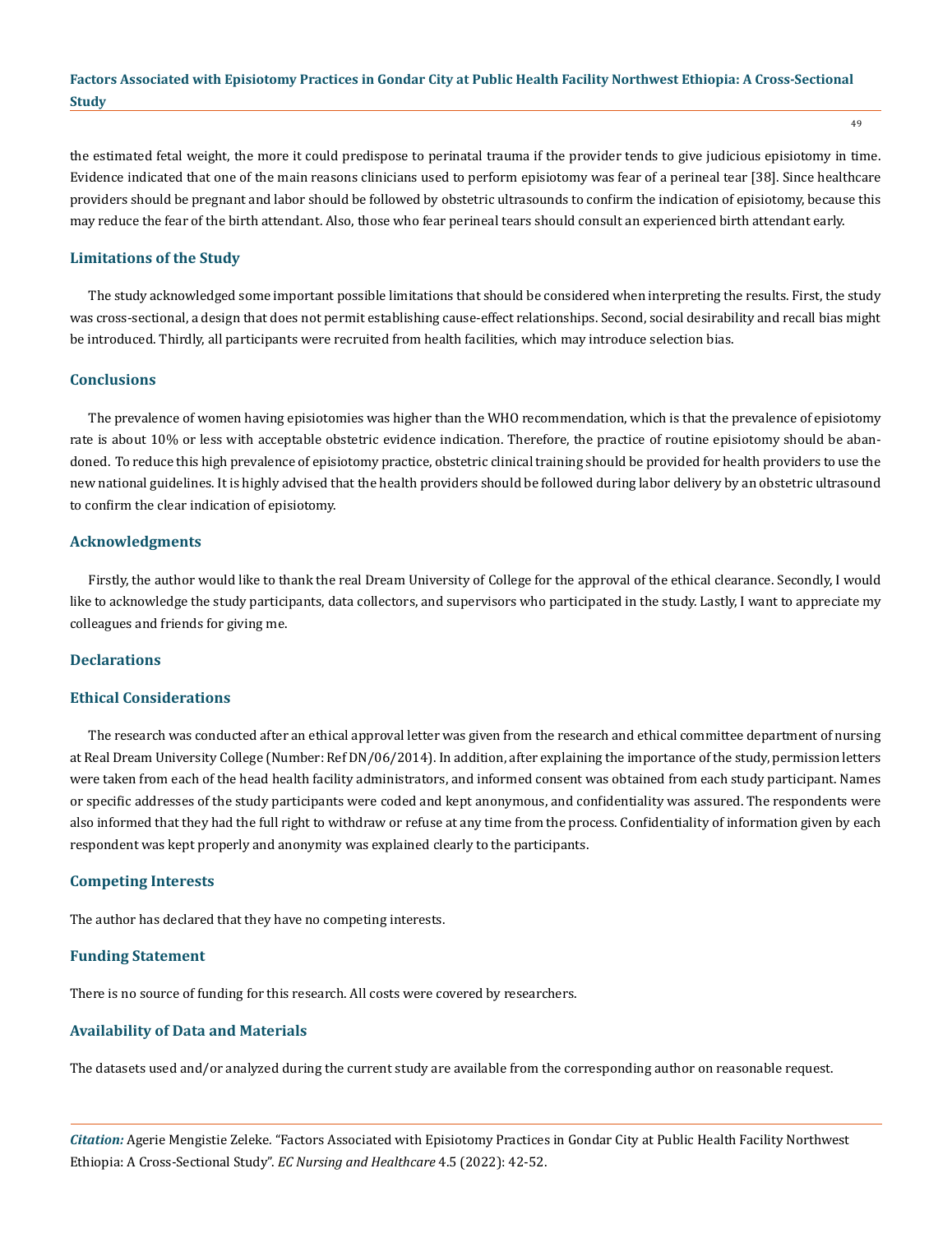the estimated fetal weight, the more it could predispose to perinatal trauma if the provider tends to give judicious episiotomy in time. Evidence indicated that one of the main reasons clinicians used to perform episiotomy was fear of a perineal tear [38]. Since healthcare providers should be pregnant and labor should be followed by obstetric ultrasounds to confirm the indication of episiotomy, because this may reduce the fear of the birth attendant. Also, those who fear perineal tears should consult an experienced birth attendant early.

## Limitations of the Study

The study acknowledged some important possible limitations that should be considered when interpreting the results. First, the study was cross-sectional, a design that does not permit establishing cause-effect relationships. Second, social desirability and recall bias might be introduced. Thirdly, all participants were recruited from health facilities, which may introduce selection bias.

## Conclusions

The prevalence of women having episiotomies was higher than the WHO recommendation, which is that the prevalence of episiotomy rate is about 10% or less with acceptable obstetric evidence indication. Therefore, the practice of routine episiotomy should be abandoned. To reduce this high prevalence of episiotomy practice, obstetric clinical training should be provided for health providers to use the new national guidelines. It is highly advised that the health providers should be followed during labor delivery by an obstetric ultrasound to confirm the clear indication of episiotomy.

## Acknowledgments

Firstly, the author would like to thank the real Dream University of College for the approval of the ethical clearance. Secondly, I would like to acknowledge the study participants, data collectors, and supervisors who participated in the study. Lastly, I want to appreciate my colleagues and friends for giving me.

## Declarations

## Ethical Considerations

The research was conducted after an ethical approval letter was given from the research and ethical committee department of nursing at Real Dream University College (Number: Ref DN/06/2014). In addition, after explaining the importance of the study, permission letters were taken from each of the head health facility administrators, and informed consent was obtained from each study participant. Names or specific addresses of the study participants were coded and kept anonymous, and confidentiality was assured. The respondents were also informed that they had the full right to withdraw or refuse at any time from the process. Confidentiality of information given by each respondent was kept properly and anonymity was explained clearly to the participants.

## Competing Interests

The author has declared that they have no competing interests.

## Funding Statement

There is no source of funding for this research. All costs were covered by researchers.

## Availability of Data and Materials

The datasets used and/or analyzed during the current study are available from the corresponding author on reasonable request.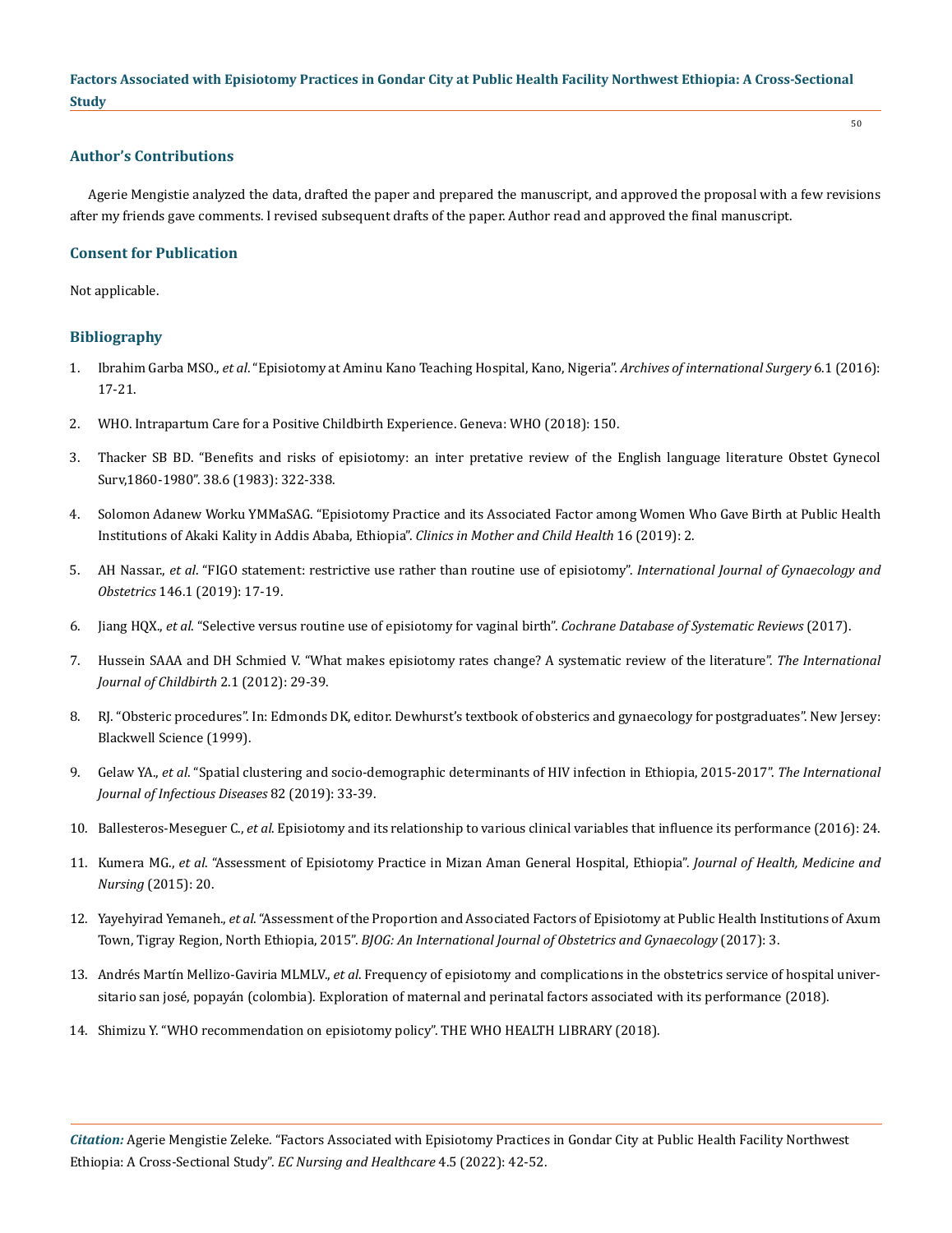## Author's Contributions

Agerie Mengistie analyzed the data, drafted the paper and prepared the manuscript, and approved the proposal with a few revisions after my friends gave comments. I revised subsequent drafts of the paper. Author read and approved the final manuscript.

## Consent for Publication

Not applicable.

## Bibliography

1. Ibrahim Garba MSO., *et al*. "Episiotomy at Aminu Kano Teaching Hospital, Kano, Nigeria". *Archives of international Surgery* 6.1 (2016): 17-21.
2. WHO. Intrapartum Care for a Positive Childbirth Experience. Geneva: WHO (2018): 150.
3. Thacker SB BD. "Benefits and risks of episiotomy: an inter pretative review of the English language literature Obstet Gynecol Surv,1860-1980". 38.6 (1983): 322-338.
4. Solomon Adanew Worku YMMaSAG. "Episiotomy Practice and its Associated Factor among Women Who Gave Birth at Public Health Institutions of Akaki Kality in Addis Ababa, Ethiopia". *Clinics in Mother and Child Health* 16 (2019): 2.
5. AH Nassar., *et al*. "FIGO statement: restrictive use rather than routine use of episiotomy". *International Journal of Gynaecology and Obstetrics* 146.1 (2019): 17-19.
6. Jiang HQX., *et al*. "Selective versus routine use of episiotomy for vaginal birth". *Cochrane Database of Systematic Reviews* (2017).
7. Hussein SAAA and DH Schmied V. "What makes episiotomy rates change? A systematic review of the literature". *The International Journal of Childbirth* 2.1 (2012): 29-39.
8. RJ. "Obsteric procedures". In: Edmonds DK, editor. Dewhurst's textbook of obsterics and gynaecology for postgraduates". New Jersey: Blackwell Science (1999).
9. Gelaw YA., *et al*. "Spatial clustering and socio-demographic determinants of HIV infection in Ethiopia, 2015-2017". *The International Journal of Infectious Diseases* 82 (2019): 33-39.
10. Ballesteros-Meseguer C., *et al*. Episiotomy and its relationship to various clinical variables that influence its performance (2016): 24.
11. Kumera MG., *et al*. "Assessment of Episiotomy Practice in Mizan Aman General Hospital, Ethiopia". *Journal of Health, Medicine and Nursing* (2015): 20.
12. Yayehyirad Yemaneh., *et al*. "Assessment of the Proportion and Associated Factors of Episiotomy at Public Health Institutions of Axum Town, Tigray Region, North Ethiopia, 2015". *BJOG: An International Journal of Obstetrics and Gynaecology* (2017): 3.
13. Andrés Martín Mellizo-Gaviria MLMLV., *et al*. Frequency of episiotomy and complications in the obstetrics service of hospital universitario san josé, popayán (colombia). Exploration of maternal and perinatal factors associated with its performance (2018).
14. Shimizu Y. "WHO recommendation on episiotomy policy". THE WHO HEALTH LIBRARY (2018).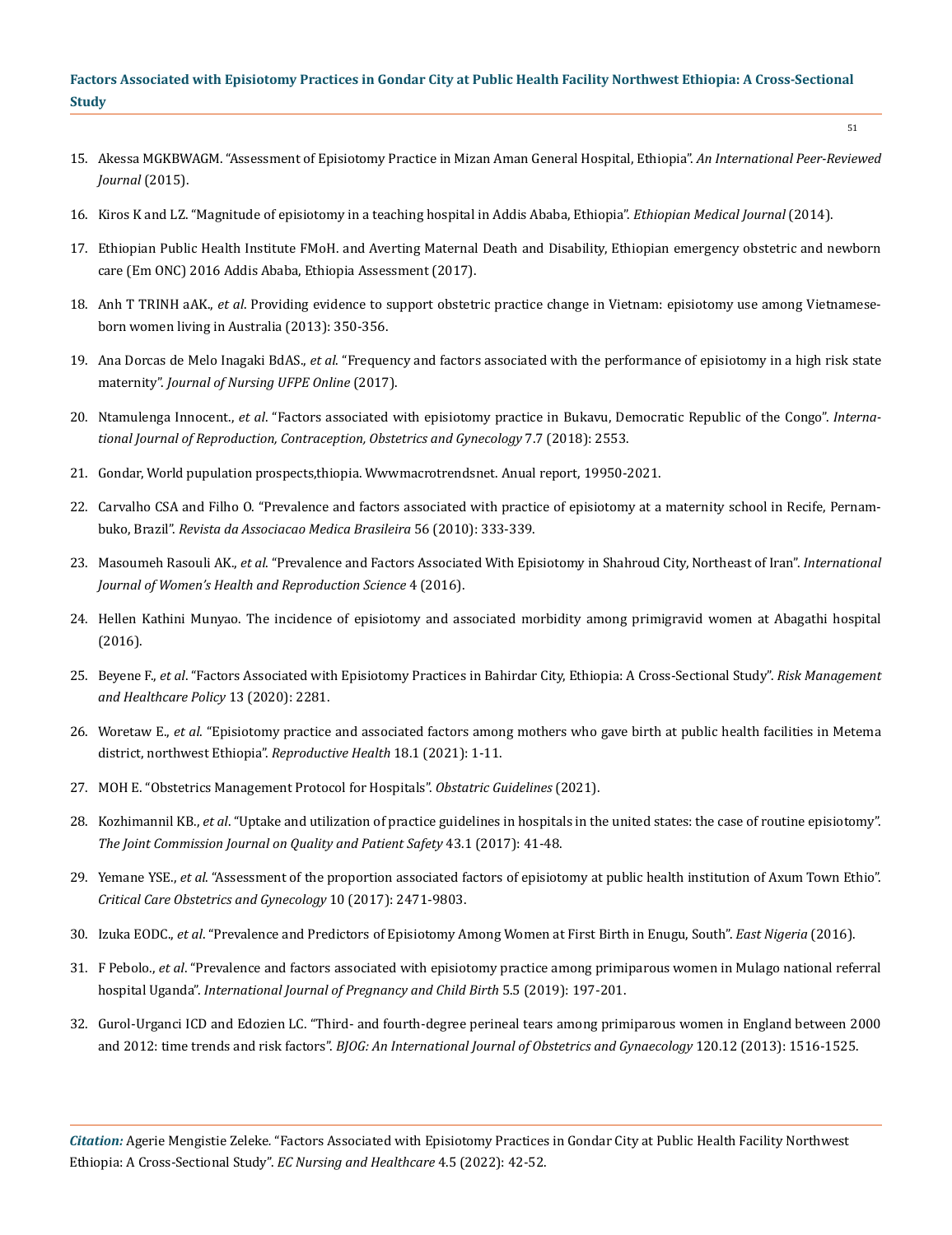15. Akessa MGKBWAGM. "Assessment of Episiotomy Practice in Mizan Aman General Hospital, Ethiopia". *An International Peer-Reviewed Journal* (2015).
16. Kiros K and LZ. "Magnitude of episiotomy in a teaching hospital in Addis Ababa, Ethiopia". *Ethiopian Medical Journal* (2014).
17. Ethiopian Public Health Institute FMoH. and Averting Maternal Death and Disability, Ethiopian emergency obstetric and newborn care (Em ONC) 2016 Addis Ababa, Ethiopia Assessment (2017).
18. Anh T TRINH aAK., *et al*. Providing evidence to support obstetric practice change in Vietnam: episiotomy use among Vietnamese-born women living in Australia (2013): 350-356.
19. Ana Dorcas de Melo Inagaki BdAS., *et al*. "Frequency and factors associated with the performance of episiotomy in a high risk state maternity". *Journal of Nursing UFPE Online* (2017).
20. Ntamulenga Innocent., *et al*. "Factors associated with episiotomy practice in Bukavu, Democratic Republic of the Congo". *International Journal of Reproduction, Contraception, Obstetrics and Gynecology* 7.7 (2018): 2553.
21. Gondar, World pupulation prospects,thiopia. Wwwmacrotrendsnet. Anual report, 19950-2021.
22. Carvalho CSA and Filho O. "Prevalence and factors associated with practice of episiotomy at a maternity school in Recife, Pernambuko, Brazil". *Revista da Associacao Medica Brasileira* 56 (2010): 333-339.
23. Masoumeh Rasouli AK., *et al*. "Prevalence and Factors Associated With Episiotomy in Shahroud City, Northeast of Iran". *International Journal of Women's Health and Reproduction Science* 4 (2016).
24. Hellen Kathini Munyao. The incidence of episiotomy and associated morbidity among primigravid women at Abagathi hospital (2016).
25. Beyene F., *et al*. "Factors Associated with Episiotomy Practices in Bahirdar City, Ethiopia: A Cross-Sectional Study". *Risk Management and Healthcare Policy* 13 (2020): 2281.
26. Woretaw E., *et al*. "Episiotomy practice and associated factors among mothers who gave birth at public health facilities in Metema district, northwest Ethiopia". *Reproductive Health* 18.1 (2021): 1-11.
27. MOH E. "Obstetrics Management Protocol for Hospitals". *Obstatric Guidelines* (2021).
28. Kozhimannil KB., *et al*. "Uptake and utilization of practice guidelines in hospitals in the united states: the case of routine episiotomy". *The Joint Commission Journal on Quality and Patient Safety* 43.1 (2017): 41-48.
29. Yemane YSE., *et al*. "Assessment of the proportion associated factors of episiotomy at public health institution of Axum Town Ethio". *Critical Care Obstetrics and Gynecology* 10 (2017): 2471-9803.
30. Izuka EODC., *et al*. "Prevalence and Predictors of Episiotomy Among Women at First Birth in Enugu, South". *East Nigeria* (2016).
31. F Pebolo., *et al*. "Prevalence and factors associated with episiotomy practice among primiparous women in Mulago national referral hospital Uganda". *International Journal of Pregnancy and Child Birth* 5.5 (2019): 197-201.
32. Gurol-Urganci ICD and Edozien LC. "Third- and fourth-degree perineal tears among primiparous women in England between 2000 and 2012: time trends and risk factors". *BJOG: An International Journal of Obstetrics and Gynaecology* 120.12 (2013): 1516-1525.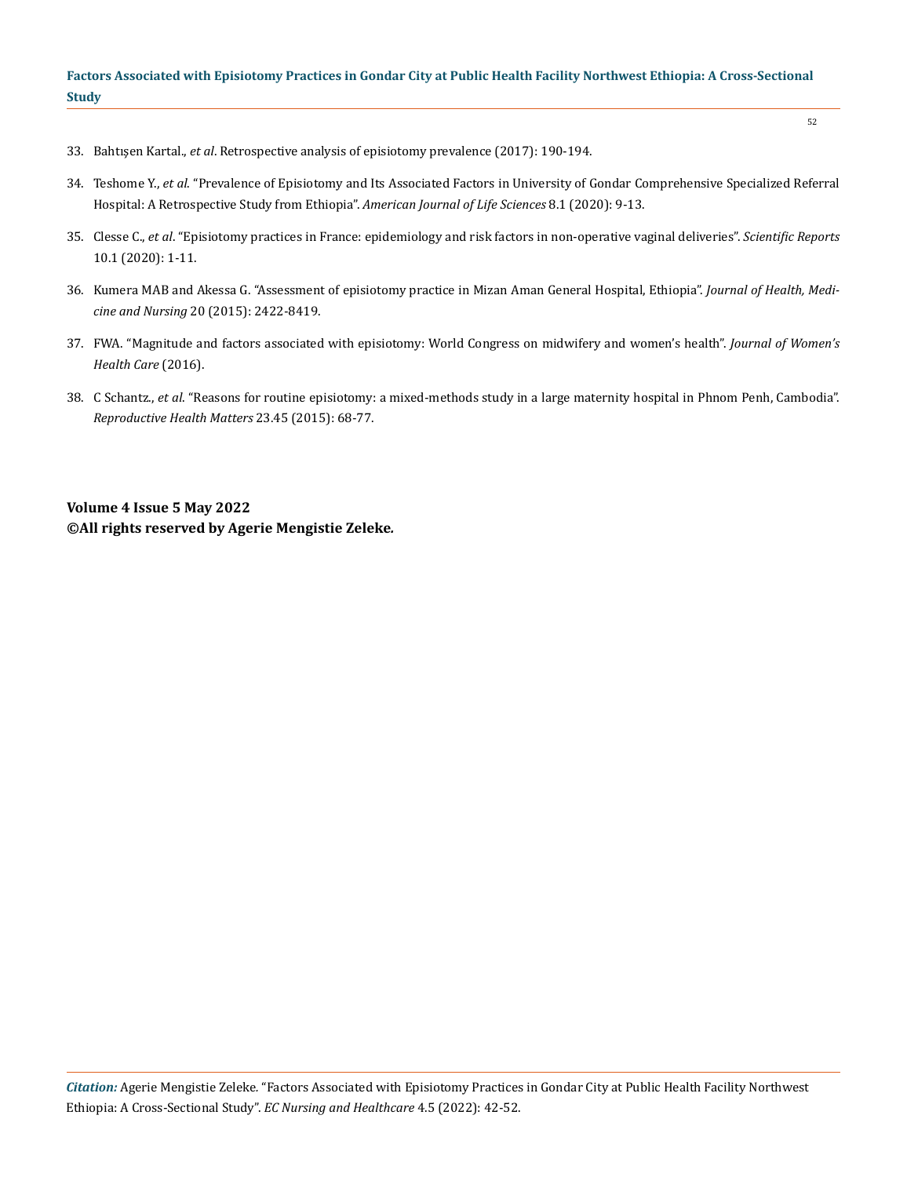33. Bahtışen Kartal., *et al*. Retrospective analysis of episiotomy prevalence (2017): 190-194.

34. Teshome Y., *et al*. "Prevalence of Episiotomy and Its Associated Factors in University of Gondar Comprehensive Specialized Referral Hospital: A Retrospective Study from Ethiopia". *American Journal of Life Sciences* 8.1 (2020): 9-13.

35. Clesse C., *et al*. "Episiotomy practices in France: epidemiology and risk factors in non-operative vaginal deliveries". *Scientific Reports* 10.1 (2020): 1-11.

36. Kumera MAB and Akessa G. "Assessment of episiotomy practice in Mizan Aman General Hospital, Ethiopia". *Journal of Health, Medicine and Nursing* 20 (2015): 2422-8419.

37. FWA. "Magnitude and factors associated with episiotomy: World Congress on midwifery and women's health". *Journal of Women's Health Care* (2016).

38. C Schantz., *et al*. "Reasons for routine episiotomy: a mixed-methods study in a large maternity hospital in Phnom Penh, Cambodia". *Reproductive Health Matters* 23.45 (2015): 68-77.

**Volume 4 Issue 5 May 2022**
**©All rights reserved by Agerie Mengistie Zeleke.**